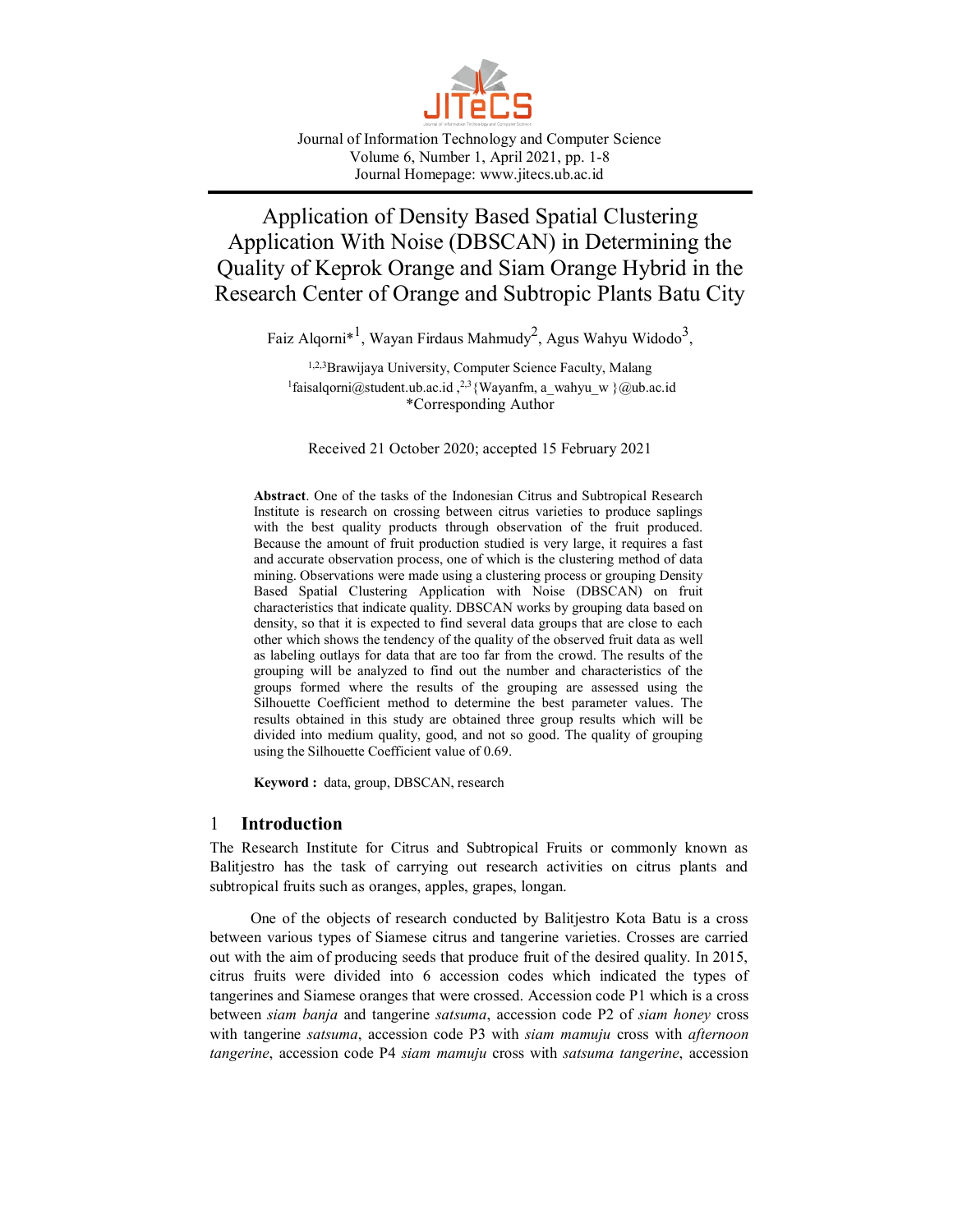Journal of Information Technology and Computer Science
Volume 6, Number 1, April 2021, pp. 1-8
Journal Homepage: www.jitecs.ub.ac.id

# Application of Density Based Spatial Clustering Application With Noise (DBSCAN) in Determining the Quality of Keprok Orange and Siam Orange Hybrid in the Research Center of Orange and Subtropic Plants Batu City

Faiz Alqorni*[1], Wayan Firdaus Mahmudy[2], Agus Wahyu Widodo[3],

[1,2,3]Brawijaya University, Computer Science Faculty, Malang
[1]faisalqorni@student.ub.ac.id ,[2,3]{Wayanfm, a_wahyu_w }@ub.ac.id
*Corresponding Author

Received 21 October 2020; accepted 15 February 2021

**Abstract**. One of the tasks of the Indonesian Citrus and Subtropical Research Institute is research on crossing between citrus varieties to produce saplings with the best quality products through observation of the fruit produced. Because the amount of fruit production studied is very large, it requires a fast and accurate observation process, one of which is the clustering method of data mining. Observations were made using a clustering process or grouping Density Based Spatial Clustering Application with Noise (DBSCAN) on fruit characteristics that indicate quality. DBSCAN works by grouping data based on density, so that it is expected to find several data groups that are close to each other which shows the tendency of the quality of the observed fruit data as well as labeling outlays for data that are too far from the crowd. The results of the grouping will be analyzed to find out the number and characteristics of the groups formed where the results of the grouping are assessed using the Silhouette Coefficient method to determine the best parameter values. The results obtained in this study are obtained three group results which will be divided into medium quality, good, and not so good. The quality of grouping using the Silhouette Coefficient value of 0.69.

**Keyword :** data, group, DBSCAN, research

## 1 Introduction

The Research Institute for Citrus and Subtropical Fruits or commonly known as Balitjestro has the task of carrying out research activities on citrus plants and subtropical fruits such as oranges, apples, grapes, longan.

One of the objects of research conducted by Balitjestro Kota Batu is a cross between various types of Siamese citrus and tangerine varieties. Crosses are carried out with the aim of producing seeds that produce fruit of the desired quality. In 2015, citrus fruits were divided into 6 accession codes which indicated the types of tangerines and Siamese oranges that were crossed. Accession code P1 which is a cross between *siam banja* and tangerine *satsuma*, accession code P2 of *siam honey* cross with tangerine *satsuma*, accession code P3 with *siam mamuju* cross with *afternoon tangerine*, accession code P4 *siam mamuju* cross with *satsuma tangerine*, accession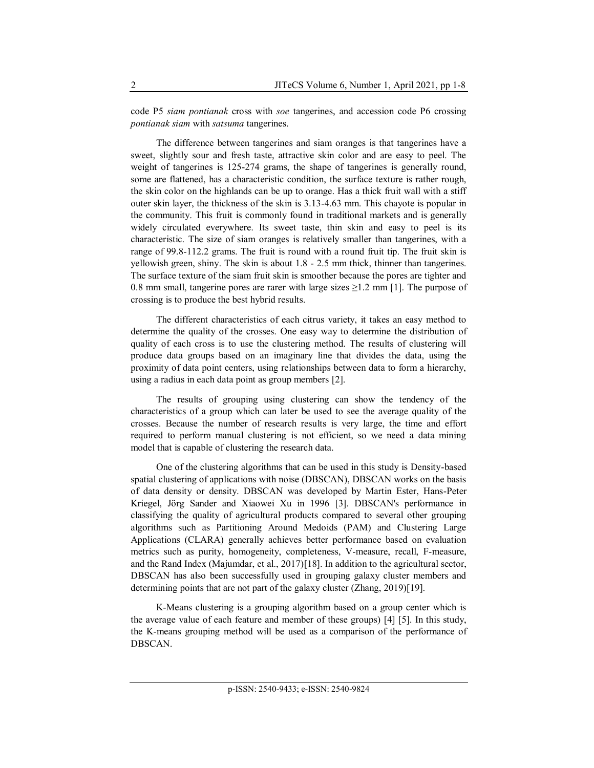code P5 *siam pontianak* cross with *soe* tangerines, and accession code P6 crossing *pontianak siam* with *satsuma* tangerines.

The difference between tangerines and siam oranges is that tangerines have a sweet, slightly sour and fresh taste, attractive skin color and are easy to peel. The weight of tangerines is 125-274 grams, the shape of tangerines is generally round, some are flattened, has a characteristic condition, the surface texture is rather rough, the skin color on the highlands can be up to orange. Has a thick fruit wall with a stiff outer skin layer, the thickness of the skin is 3.13-4.63 mm. This chayote is popular in the community. This fruit is commonly found in traditional markets and is generally widely circulated everywhere. Its sweet taste, thin skin and easy to peel is its characteristic. The size of siam oranges is relatively smaller than tangerines, with a range of 99.8-112.2 grams. The fruit is round with a round fruit tip. The fruit skin is yellowish green, shiny. The skin is about 1.8 - 2.5 mm thick, thinner than tangerines. The surface texture of the siam fruit skin is smoother because the pores are tighter and 0.8 mm small, tangerine pores are rarer with large sizes $\geq$1.2 mm [1]. The purpose of crossing is to produce the best hybrid results.

The different characteristics of each citrus variety, it takes an easy method to determine the quality of the crosses. One easy way to determine the distribution of quality of each cross is to use the clustering method. The results of clustering will produce data groups based on an imaginary line that divides the data, using the proximity of data point centers, using relationships between data to form a hierarchy, using a radius in each data point as group members [2].

The results of grouping using clustering can show the tendency of the characteristics of a group which can later be used to see the average quality of the crosses. Because the number of research results is very large, the time and effort required to perform manual clustering is not efficient, so we need a data mining model that is capable of clustering the research data.

One of the clustering algorithms that can be used in this study is Density-based spatial clustering of applications with noise (DBSCAN), DBSCAN works on the basis of data density or density. DBSCAN was developed by Martin Ester, Hans-Peter Kriegel, Jörg Sander and Xiaowei Xu in 1996 [3]. DBSCAN's performance in classifying the quality of agricultural products compared to several other grouping algorithms such as Partitioning Around Medoids (PAM) and Clustering Large Applications (CLARA) generally achieves better performance based on evaluation metrics such as purity, homogeneity, completeness, V-measure, recall, F-measure, and the Rand Index (Majumdar, et al., 2017)[18]. In addition to the agricultural sector, DBSCAN has also been successfully used in grouping galaxy cluster members and determining points that are not part of the galaxy cluster (Zhang, 2019)[19].

K-Means clustering is a grouping algorithm based on a group center which is the average value of each feature and member of these groups) [4] [5]. In this study, the K-means grouping method will be used as a comparison of the performance of DBSCAN.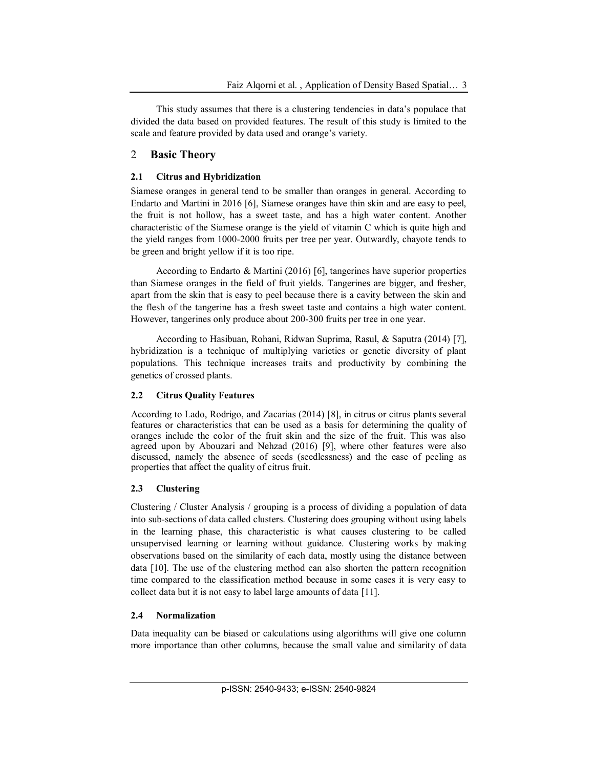This study assumes that there is a clustering tendencies in data's populace that divided the data based on provided features. The result of this study is limited to the scale and feature provided by data used and orange's variety.

## 2 Basic Theory

### 2.1 Citrus and Hybridization

Siamese oranges in general tend to be smaller than oranges in general. According to Endarto and Martini in 2016 [6], Siamese oranges have thin skin and are easy to peel, the fruit is not hollow, has a sweet taste, and has a high water content. Another characteristic of the Siamese orange is the yield of vitamin C which is quite high and the yield ranges from 1000-2000 fruits per tree per year. Outwardly, chayote tends to be green and bright yellow if it is too ripe.

According to Endarto & Martini (2016) [6], tangerines have superior properties than Siamese oranges in the field of fruit yields. Tangerines are bigger, and fresher, apart from the skin that is easy to peel because there is a cavity between the skin and the flesh of the tangerine has a fresh sweet taste and contains a high water content. However, tangerines only produce about 200-300 fruits per tree in one year.

According to Hasibuan, Rohani, Ridwan Suprima, Rasul, & Saputra (2014) [7], hybridization is a technique of multiplying varieties or genetic diversity of plant populations. This technique increases traits and productivity by combining the genetics of crossed plants.

### 2.2 Citrus Quality Features

According to Lado, Rodrigo, and Zacarias (2014) [8], in citrus or citrus plants several features or characteristics that can be used as a basis for determining the quality of oranges include the color of the fruit skin and the size of the fruit. This was also agreed upon by Abouzari and Nehzad (2016) [9], where other features were also discussed, namely the absence of seeds (seedlessness) and the ease of peeling as properties that affect the quality of citrus fruit.

### 2.3 Clustering

Clustering / Cluster Analysis / grouping is a process of dividing a population of data into sub-sections of data called clusters. Clustering does grouping without using labels in the learning phase, this characteristic is what causes clustering to be called unsupervised learning or learning without guidance. Clustering works by making observations based on the similarity of each data, mostly using the distance between data [10]. The use of the clustering method can also shorten the pattern recognition time compared to the classification method because in some cases it is very easy to collect data but it is not easy to label large amounts of data [11].

### 2.4 Normalization

Data inequality can be biased or calculations using algorithms will give one column more importance than other columns, because the small value and similarity of data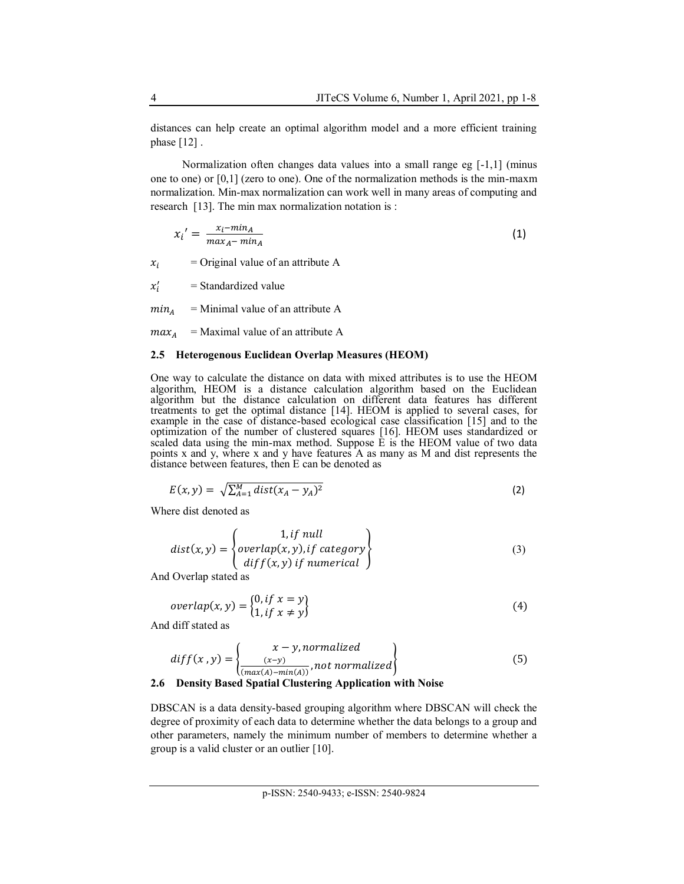distances can help create an optimal algorithm model and a more efficient training phase [12] .

Normalization often changes data values into a small range eg [-1,1] (minus one to one) or [0,1] (zero to one). One of the normalization methods is the min-maxm normalization. Min-max normalization can work well in many areas of computing and research [13]. The min max normalization notation is :

$$x_i{}' = \frac{x_i - min_A}{max_A - min_A} \tag{1}$$

$x_i$ = Original value of an attribute A

$x_i'$ = Standardized value

$min_A$ = Minimal value of an attribute A

$max_A$ = Maximal value of an attribute A

### 2.5 Heterogenous Euclidean Overlap Measures (HEOM)

One way to calculate the distance on data with mixed attributes is to use the HEOM algorithm, HEOM is a distance calculation algorithm based on the Euclidean algorithm but the distance calculation on different data features has different treatments to get the optimal distance [14]. HEOM is applied to several cases, for example in the case of distance-based ecological case classification [15] and to the optimization of the number of clustered squares [16]. HEOM uses standardized or scaled data using the min-max method. Suppose E is the HEOM value of two data points x and y, where x and y have features A as many as M and dist represents the distance between features, then E can be denoted as

$$E(x, y) = \sqrt{\sum_{A=1}^{M} dist(x_A - y_A)^2} \tag{2}$$

Where dist denoted as

$$dist(x, y) = \begin{Bmatrix} 1, if\ null \\ overlap(x, y), if\ category \\ diff(x, y)\ if\ numerical \end{Bmatrix} \tag{3}$$

And Overlap stated as

$$overlap(x, y) = \begin{Bmatrix} 0, if\ x = y \\ 1, if\ x \neq y \end{Bmatrix} \tag{4}$$

And diff stated as

$$diff(x\ , y) = \begin{Bmatrix} x - y, normalized \\ \frac{(x-y)}{(max(A) - min(A))}, not\ normalized \end{Bmatrix} \tag{5}$$

### 2.6 Density Based Spatial Clustering Application with Noise

DBSCAN is a data density-based grouping algorithm where DBSCAN will check the degree of proximity of each data to determine whether the data belongs to a group and other parameters, namely the minimum number of members to determine whether a group is a valid cluster or an outlier [10].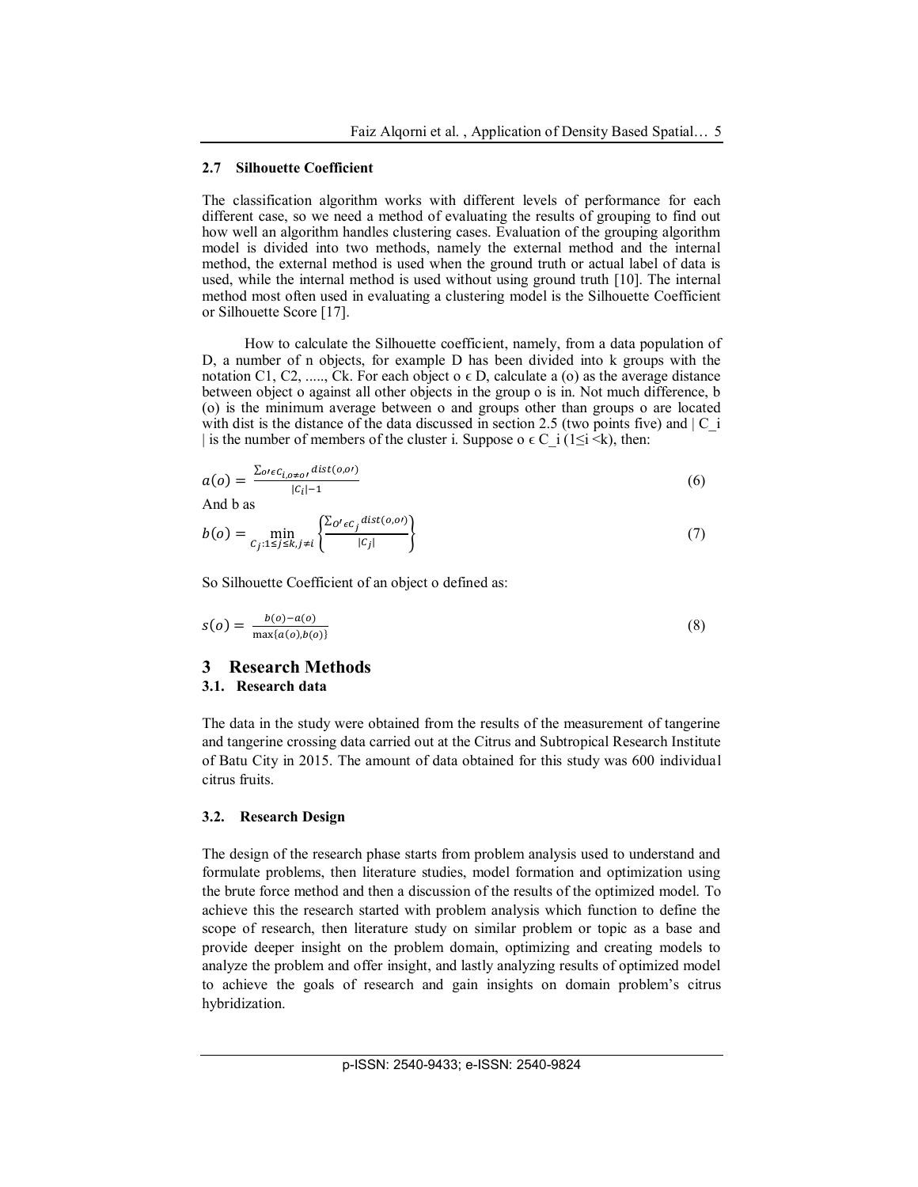### 2.7 Silhouette Coefficient

The classification algorithm works with different levels of performance for each different case, so we need a method of evaluating the results of grouping to find out how well an algorithm handles clustering cases. Evaluation of the grouping algorithm model is divided into two methods, namely the external method and the internal method, the external method is used when the ground truth or actual label of data is used, while the internal method is used without using ground truth [10]. The internal method most often used in evaluating a clustering model is the Silhouette Coefficient or Silhouette Score [17].

How to calculate the Silhouette coefficient, namely, from a data population of D, a number of n objects, for example D has been divided into k groups with the notation C1, C2, ....., Ck. For each object o ϵ D, calculate a (o) as the average distance between object o against all other objects in the group o is in. Not much difference, b (o) is the minimum average between o and groups other than groups o are located with dist is the distance of the data discussed in section 2.5 (two points five) and | C_i | is the number of members of the cluster i. Suppose o ϵ C_i (1≤i <k), then:

$$a(o) = \frac{\sum_{o' \epsilon C_{i, o \neq o'}} dist(o,o')}{|C_i| - 1} \tag{6}$$

And b as

$$b(o) = \min_{C_j : 1 \leq j \leq k, j \neq i} \left\{ \frac{\sum_{O' \epsilon C_j} dist(o,o')}{|C_j|} \right\} \tag{7}$$

So Silhouette Coefficient of an object o defined as:

$$s(o) = \frac{b(o) - a(o)}{\max\{a(o), b(o)\}} \tag{8}$$

## 3 Research Methods

### 3.1. Research data

The data in the study were obtained from the results of the measurement of tangerine and tangerine crossing data carried out at the Citrus and Subtropical Research Institute of Batu City in 2015. The amount of data obtained for this study was 600 individual citrus fruits.

### 3.2. Research Design

The design of the research phase starts from problem analysis used to understand and formulate problems, then literature studies, model formation and optimization using the brute force method and then a discussion of the results of the optimized model. To achieve this the research started with problem analysis which function to define the scope of research, then literature study on similar problem or topic as a base and provide deeper insight on the problem domain, optimizing and creating models to analyze the problem and offer insight, and lastly analyzing results of optimized model to achieve the goals of research and gain insights on domain problem's citrus hybridization.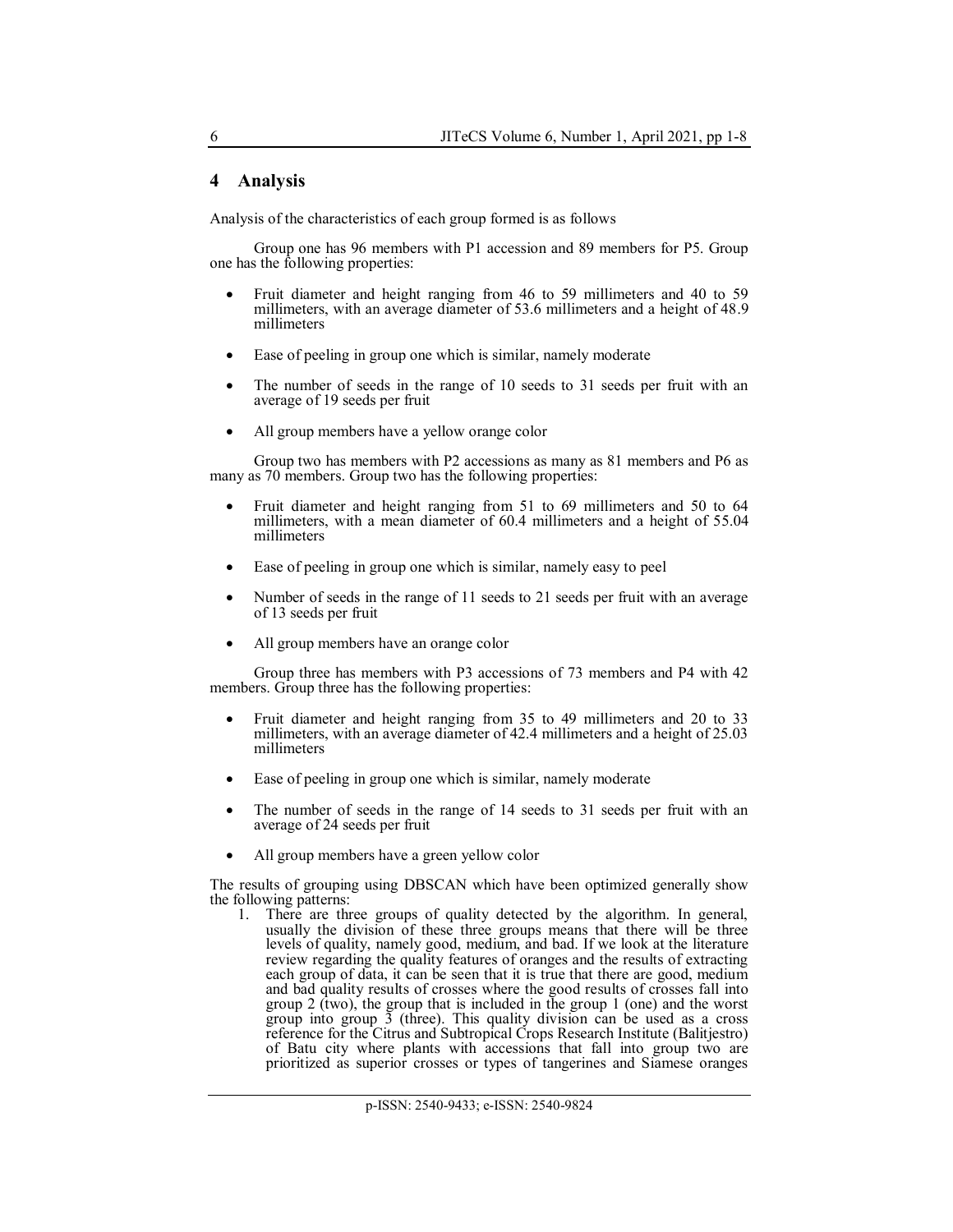## 4 Analysis

Analysis of the characteristics of each group formed is as follows

Group one has 96 members with P1 accession and 89 members for P5. Group one has the following properties:

- Fruit diameter and height ranging from 46 to 59 millimeters and 40 to 59 millimeters, with an average diameter of 53.6 millimeters and a height of 48.9 millimeters
- Ease of peeling in group one which is similar, namely moderate
- The number of seeds in the range of 10 seeds to 31 seeds per fruit with an average of 19 seeds per fruit
- All group members have a yellow orange color

Group two has members with P2 accessions as many as 81 members and P6 as many as 70 members. Group two has the following properties:

- Fruit diameter and height ranging from 51 to 69 millimeters and 50 to 64 millimeters, with a mean diameter of 60.4 millimeters and a height of 55.04 millimeters
- Ease of peeling in group one which is similar, namely easy to peel
- Number of seeds in the range of 11 seeds to 21 seeds per fruit with an average of 13 seeds per fruit
- All group members have an orange color

Group three has members with P3 accessions of 73 members and P4 with 42 members. Group three has the following properties:

- Fruit diameter and height ranging from 35 to 49 millimeters and 20 to 33 millimeters, with an average diameter of 42.4 millimeters and a height of 25.03 millimeters
- Ease of peeling in group one which is similar, namely moderate
- The number of seeds in the range of 14 seeds to 31 seeds per fruit with an average of 24 seeds per fruit
- All group members have a green yellow color

The results of grouping using DBSCAN which have been optimized generally show the following patterns:

1. There are three groups of quality detected by the algorithm. In general, usually the division of these three groups means that there will be three levels of quality, namely good, medium, and bad. If we look at the literature review regarding the quality features of oranges and the results of extracting each group of data, it can be seen that it is true that there are good, medium and bad quality results of crosses where the good results of crosses fall into group 2 (two), the group that is included in the group 1 (one) and the worst group into group 3 (three). This quality division can be used as a cross reference for the Citrus and Subtropical Crops Research Institute (Balitjestro) of Batu city where plants with accessions that fall into group two are prioritized as superior crosses or types of tangerines and Siamese oranges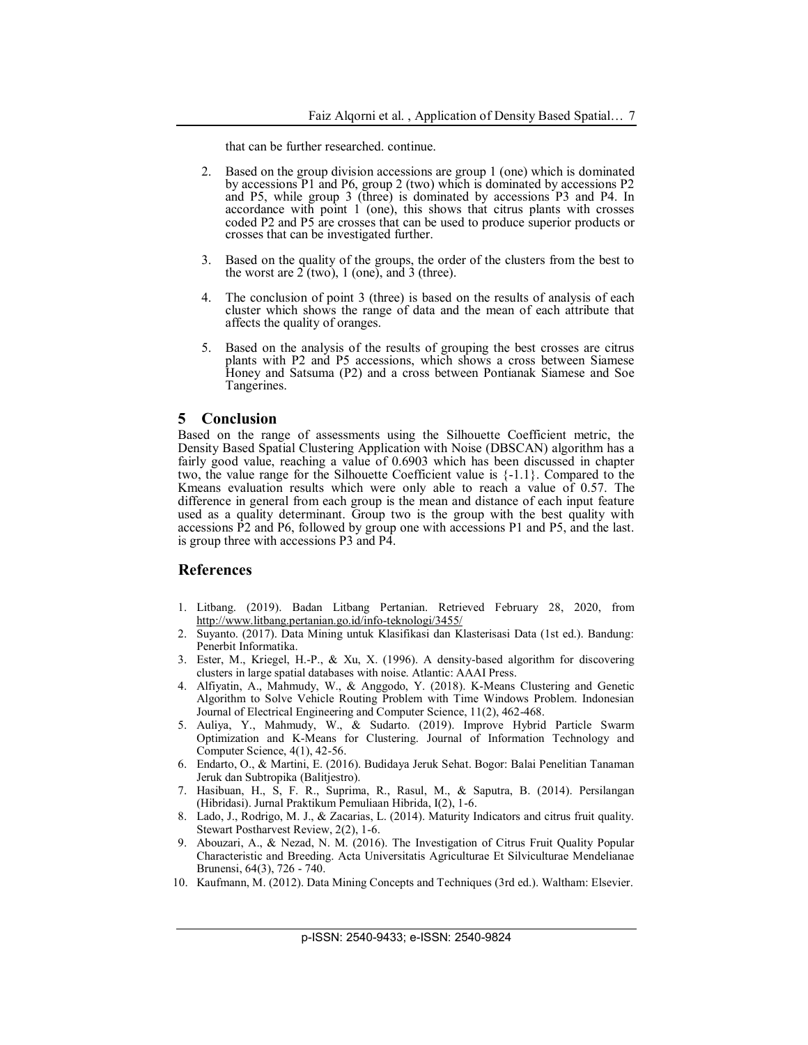that can be further researched. continue.

2. Based on the group division accessions are group 1 (one) which is dominated by accessions P1 and P6, group 2 (two) which is dominated by accessions P2 and P5, while group 3 (three) is dominated by accessions P3 and P4. In accordance with point 1 (one), this shows that citrus plants with crosses coded P2 and P5 are crosses that can be used to produce superior products or crosses that can be investigated further.

3. Based on the quality of the groups, the order of the clusters from the best to the worst are 2 (two), 1 (one), and 3 (three).

4. The conclusion of point 3 (three) is based on the results of analysis of each cluster which shows the range of data and the mean of each attribute that affects the quality of oranges.

5. Based on the analysis of the results of grouping the best crosses are citrus plants with P2 and P5 accessions, which shows a cross between Siamese Honey and Satsuma (P2) and a cross between Pontianak Siamese and Soe Tangerines.

## 5 Conclusion

Based on the range of assessments using the Silhouette Coefficient metric, the Density Based Spatial Clustering Application with Noise (DBSCAN) algorithm has a fairly good value, reaching a value of 0.6903 which has been discussed in chapter two, the value range for the Silhouette Coefficient value is {-1.1}. Compared to the Kmeans evaluation results which were only able to reach a value of 0.57. The difference in general from each group is the mean and distance of each input feature used as a quality determinant. Group two is the group with the best quality with accessions P2 and P6, followed by group one with accessions P1 and P5, and the last. is group three with accessions P3 and P4.

## References

1. Litbang. (2019). Badan Litbang Pertanian. Retrieved February 28, 2020, from http://www.litbang.pertanian.go.id/info-teknologi/3455/
2. Suyanto. (2017). Data Mining untuk Klasifikasi dan Klasterisasi Data (1st ed.). Bandung: Penerbit Informatika.
3. Ester, M., Kriegel, H.-P., & Xu, X. (1996). A density-based algorithm for discovering clusters in large spatial databases with noise. Atlantic: AAAI Press.
4. Alfiyatin, A., Mahmudy, W., & Anggodo, Y. (2018). K-Means Clustering and Genetic Algorithm to Solve Vehicle Routing Problem with Time Windows Problem. Indonesian Journal of Electrical Engineering and Computer Science, 11(2), 462-468.
5. Auliya, Y., Mahmudy, W., & Sudarto. (2019). Improve Hybrid Particle Swarm Optimization and K-Means for Clustering. Journal of Information Technology and Computer Science, 4(1), 42-56.
6. Endarto, O., & Martini, E. (2016). Budidaya Jeruk Sehat. Bogor: Balai Penelitian Tanaman Jeruk dan Subtropika (Balitjestro).
7. Hasibuan, H., S, F. R., Suprima, R., Rasul, M., & Saputra, B. (2014). Persilangan (Hibridasi). Jurnal Praktikum Pemuliaan Hibrida, I(2), 1-6.
8. Lado, J., Rodrigo, M. J., & Zacarias, L. (2014). Maturity Indicators and citrus fruit quality. Stewart Postharvest Review, 2(2), 1-6.
9. Abouzari, A., & Nezad, N. M. (2016). The Investigation of Citrus Fruit Quality Popular Characteristic and Breeding. Acta Universitatis Agriculturae Et Silviculturae Mendelianae Brunensi, 64(3), 726 - 740.
10. Kaufmann, M. (2012). Data Mining Concepts and Techniques (3rd ed.). Waltham: Elsevier.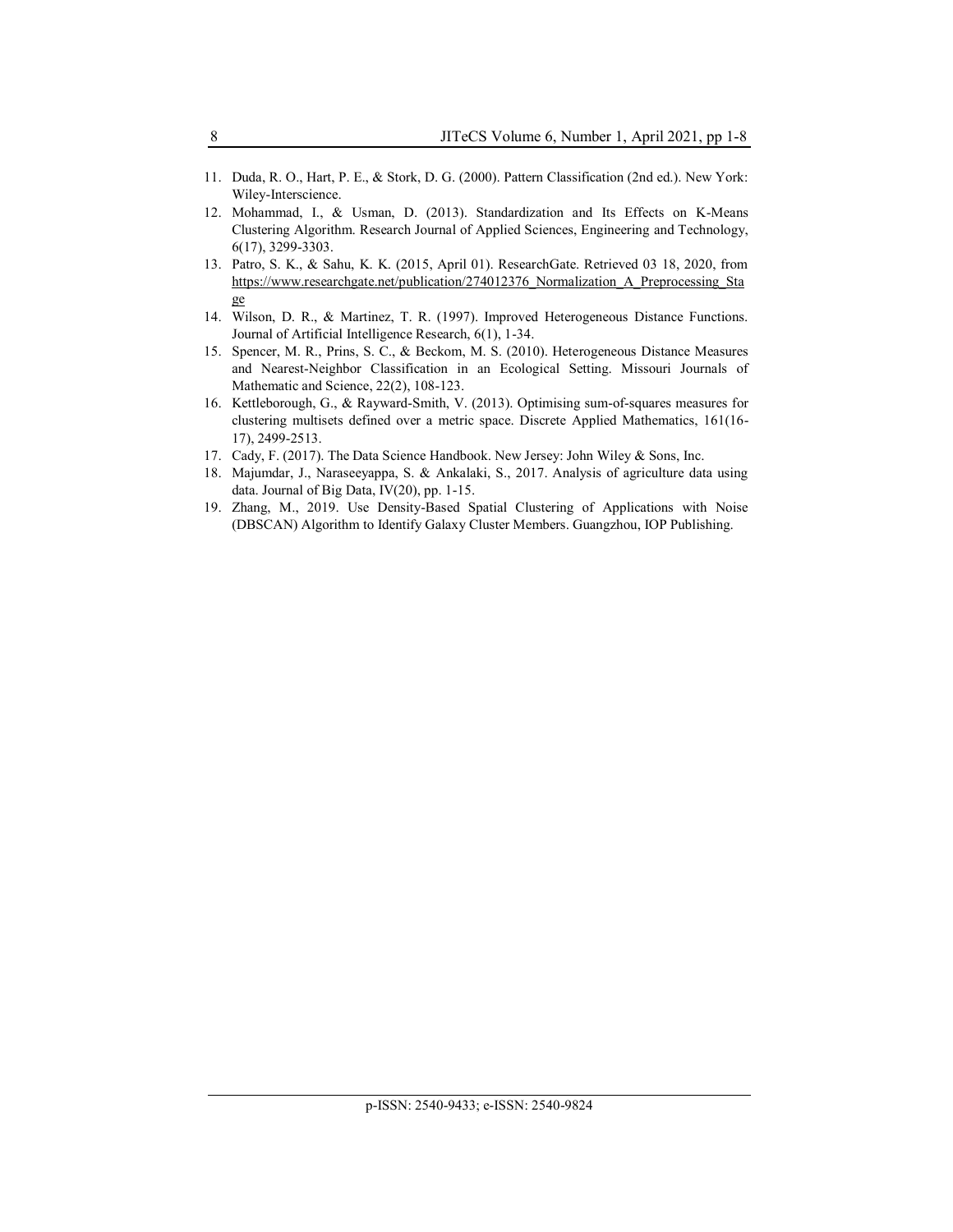11. Duda, R. O., Hart, P. E., & Stork, D. G. (2000). Pattern Classification (2nd ed.). New York: Wiley-Interscience.
12. Mohammad, I., & Usman, D. (2013). Standardization and Its Effects on K-Means Clustering Algorithm. Research Journal of Applied Sciences, Engineering and Technology, 6(17), 3299-3303.
13. Patro, S. K., & Sahu, K. K. (2015, April 01). ResearchGate. Retrieved 03 18, 2020, from https://www.researchgate.net/publication/274012376_Normalization_A_Preprocessing_Stage
14. Wilson, D. R., & Martinez, T. R. (1997). Improved Heterogeneous Distance Functions. Journal of Artificial Intelligence Research, 6(1), 1-34.
15. Spencer, M. R., Prins, S. C., & Beckom, M. S. (2010). Heterogeneous Distance Measures and Nearest-Neighbor Classification in an Ecological Setting. Missouri Journals of Mathematic and Science, 22(2), 108-123.
16. Kettleborough, G., & Rayward-Smith, V. (2013). Optimising sum-of-squares measures for clustering multisets defined over a metric space. Discrete Applied Mathematics, 161(16-17), 2499-2513.
17. Cady, F. (2017). The Data Science Handbook. New Jersey: John Wiley & Sons, Inc.
18. Majumdar, J., Naraseeyappa, S. & Ankalaki, S., 2017. Analysis of agriculture data using data. Journal of Big Data, IV(20), pp. 1-15.
19. Zhang, M., 2019. Use Density-Based Spatial Clustering of Applications with Noise (DBSCAN) Algorithm to Identify Galaxy Cluster Members. Guangzhou, IOP Publishing.